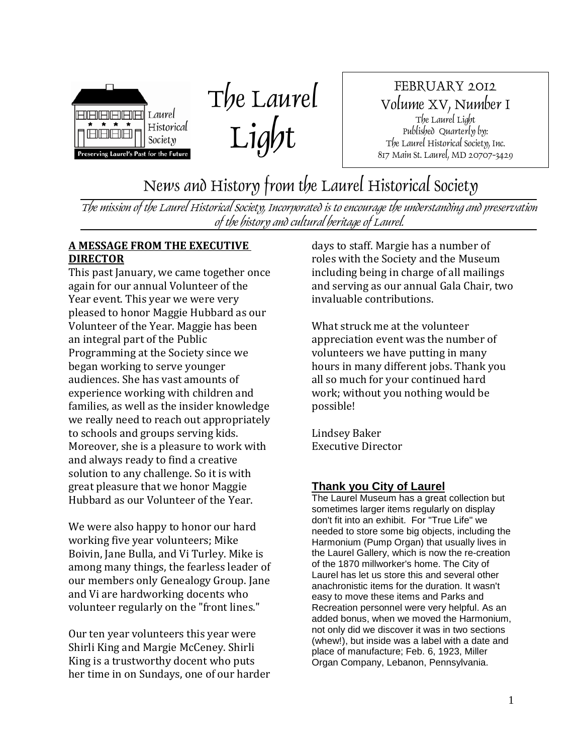Laurel Historical Society

Preserving Laurel's Past for the Future

# The Laurel Light

FEBRUARY 2012
Volume XV, Number I
The Laurel Light
Published Quarterly by:
The Laurel Historical Society, Inc.
817 Main St. Laurel, MD 20707-3429

## News and History from the Laurel Historical Society

*The mission of the Laurel Historical Society, Incorporated is to encourage the understanding and preservation of the history and cultural heritage of Laurel.*

### A MESSAGE FROM THE EXECUTIVE DIRECTOR

This past January, we came together once again for our annual Volunteer of the Year event. This year we were very pleased to honor Maggie Hubbard as our Volunteer of the Year. Maggie has been an integral part of the Public Programming at the Society since we began working to serve younger audiences. She has vast amounts of experience working with children and families, as well as the insider knowledge we really need to reach out appropriately to schools and groups serving kids. Moreover, she is a pleasure to work with and always ready to find a creative solution to any challenge. So it is with great pleasure that we honor Maggie Hubbard as our Volunteer of the Year.

We were also happy to honor our hard working five year volunteers; Mike Boivin, Jane Bulla, and Vi Turley. Mike is among many things, the fearless leader of our members only Genealogy Group. Jane and Vi are hardworking docents who volunteer regularly on the "front lines."

Our ten year volunteers this year were Shirli King and Margie McCeney. Shirli King is a trustworthy docent who puts her time in on Sundays, one of our harder days to staff. Margie has a number of roles with the Society and the Museum including being in charge of all mailings and serving as our annual Gala Chair, two invaluable contributions.

What struck me at the volunteer appreciation event was the number of volunteers we have putting in many hours in many different jobs. Thank you all so much for your continued hard work; without you nothing would be possible!

Lindsey Baker
Executive Director

### Thank you City of Laurel

The Laurel Museum has a great collection but sometimes larger items regularly on display don't fit into an exhibit. For "True Life" we needed to store some big objects, including the Harmonium (Pump Organ) that usually lives in the Laurel Gallery, which is now the re-creation of the 1870 millworker's home. The City of Laurel has let us store this and several other anachronistic items for the duration. It wasn't easy to move these items and Parks and Recreation personnel were very helpful. As an added bonus, when we moved the Harmonium, not only did we discover it was in two sections (whew!), but inside was a label with a date and place of manufacture; Feb. 6, 1923, Miller Organ Company, Lebanon, Pennsylvania.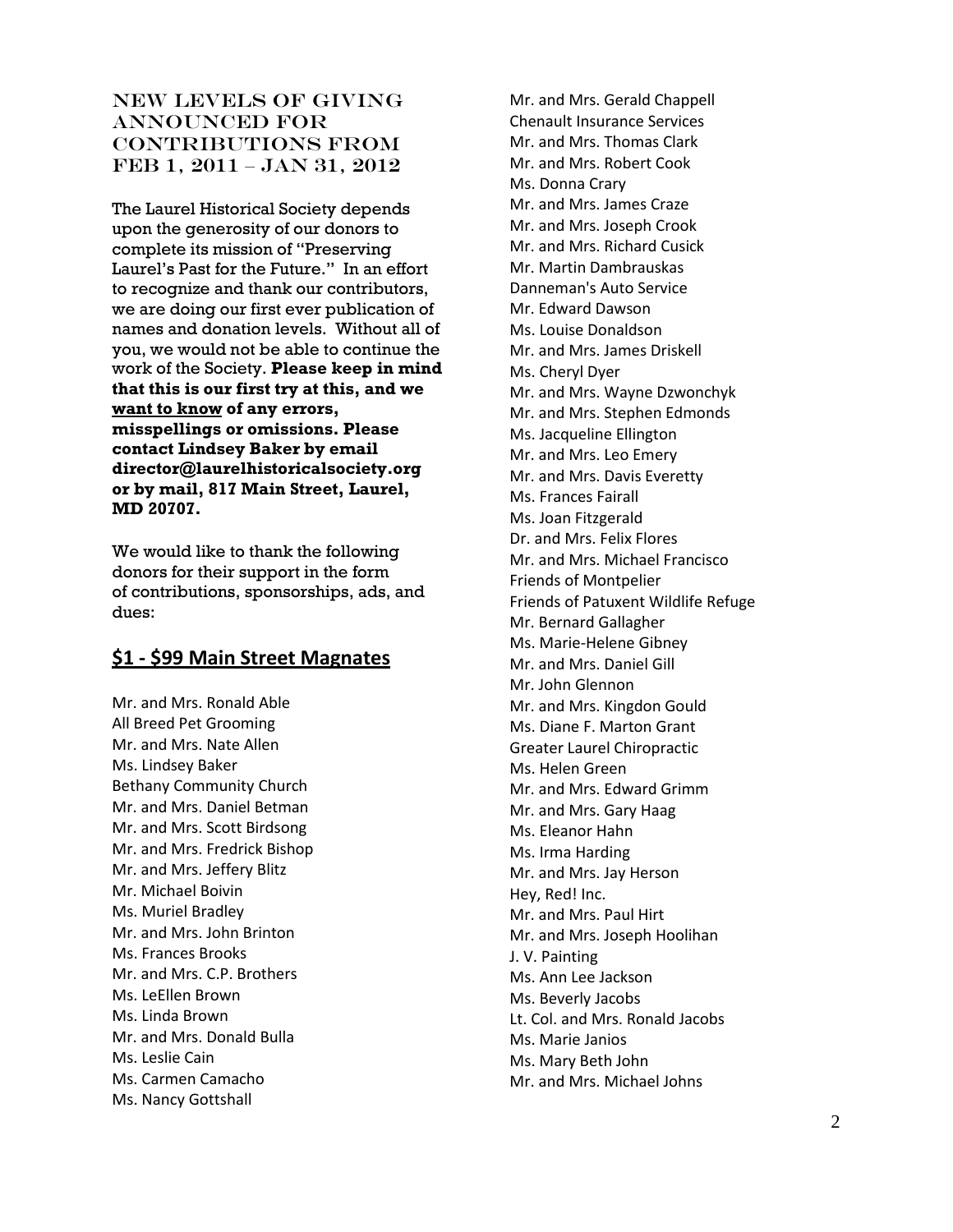## New Levels of Giving Announced for Contributions from Feb 1, 2011 – Jan 31, 2012

The Laurel Historical Society depends upon the generosity of our donors to complete its mission of "Preserving Laurel's Past for the Future." In an effort to recognize and thank our contributors, we are doing our first ever publication of names and donation levels. Without all of you, we would not be able to continue the work of the Society. **Please keep in mind that this is our first try at this, and we want to know of any errors, misspellings or omissions. Please contact Lindsey Baker by email director@laurelhistoricalsociety.org or by mail, 817 Main Street, Laurel, MD 20707.**

We would like to thank the following donors for their support in the form of contributions, sponsorships, ads, and dues:

## $1 - $99 Main Street Magnates

Mr. and Mrs. Ronald Able
All Breed Pet Grooming
Mr. and Mrs. Nate Allen
Ms. Lindsey Baker
Bethany Community Church
Mr. and Mrs. Daniel Betman
Mr. and Mrs. Scott Birdsong
Mr. and Mrs. Fredrick Bishop
Mr. and Mrs. Jeffery Blitz
Mr. Michael Boivin
Ms. Muriel Bradley
Mr. and Mrs. John Brinton
Ms. Frances Brooks
Mr. and Mrs. C.P. Brothers
Ms. LeEllen Brown
Ms. Linda Brown
Mr. and Mrs. Donald Bulla
Ms. Leslie Cain
Ms. Carmen Camacho
Ms. Nancy Gottshall
Mr. and Mrs. Gerald Chappell
Chenault Insurance Services
Mr. and Mrs. Thomas Clark
Mr. and Mrs. Robert Cook
Ms. Donna Crary
Mr. and Mrs. James Craze
Mr. and Mrs. Joseph Crook
Mr. and Mrs. Richard Cusick
Mr. Martin Dambrauskas
Danneman's Auto Service
Mr. Edward Dawson
Ms. Louise Donaldson
Mr. and Mrs. James Driskell
Ms. Cheryl Dyer
Mr. and Mrs. Wayne Dzwonchyk
Mr. and Mrs. Stephen Edmonds
Ms. Jacqueline Ellington
Mr. and Mrs. Leo Emery
Mr. and Mrs. Davis Everetty
Ms. Frances Fairall
Ms. Joan Fitzgerald
Dr. and Mrs. Felix Flores
Mr. and Mrs. Michael Francisco
Friends of Montpelier
Friends of Patuxent Wildlife Refuge
Mr. Bernard Gallagher
Ms. Marie-Helene Gibney
Mr. and Mrs. Daniel Gill
Mr. John Glennon
Mr. and Mrs. Kingdon Gould
Ms. Diane F. Marton Grant
Greater Laurel Chiropractic
Ms. Helen Green
Mr. and Mrs. Edward Grimm
Mr. and Mrs. Gary Haag
Ms. Eleanor Hahn
Ms. Irma Harding
Mr. and Mrs. Jay Herson
Hey, Red! Inc.
Mr. and Mrs. Paul Hirt
Mr. and Mrs. Joseph Hoolihan
J. V. Painting
Ms. Ann Lee Jackson
Ms. Beverly Jacobs
Lt. Col. and Mrs. Ronald Jacobs
Ms. Marie Janios
Ms. Mary Beth John
Mr. and Mrs. Michael Johns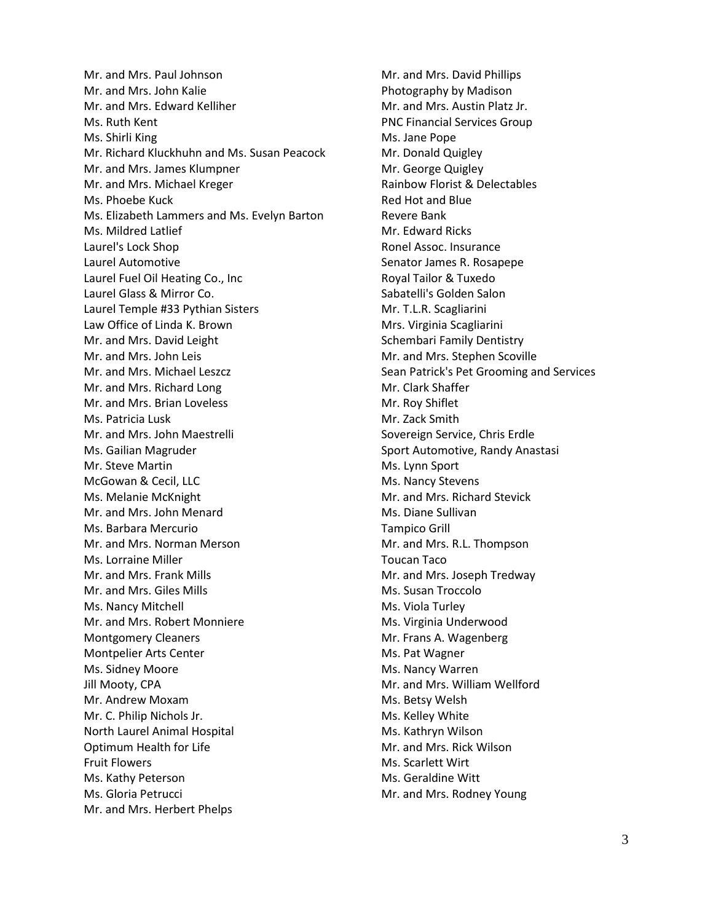Mr. and Mrs. Paul Johnson
Mr. and Mrs. John Kalie
Mr. and Mrs. Edward Kelliher
Ms. Ruth Kent
Ms. Shirli King
Mr. Richard Kluckhuhn and Ms. Susan Peacock
Mr. and Mrs. James Klumpner
Mr. and Mrs. Michael Kreger
Ms. Phoebe Kuck
Ms. Elizabeth Lammers and Ms. Evelyn Barton
Ms. Mildred Latlief
Laurel's Lock Shop
Laurel Automotive
Laurel Fuel Oil Heating Co., Inc
Laurel Glass & Mirror Co.
Laurel Temple #33 Pythian Sisters
Law Office of Linda K. Brown
Mr. and Mrs. David Leight
Mr. and Mrs. John Leis
Mr. and Mrs. Michael Leszcz
Mr. and Mrs. Richard Long
Mr. and Mrs. Brian Loveless
Ms. Patricia Lusk
Mr. and Mrs. John Maestrelli
Ms. Gailian Magruder
Mr. Steve Martin
McGowan & Cecil, LLC
Ms. Melanie McKnight
Mr. and Mrs. John Menard
Ms. Barbara Mercurio
Mr. and Mrs. Norman Merson
Ms. Lorraine Miller
Mr. and Mrs. Frank Mills
Mr. and Mrs. Giles Mills
Ms. Nancy Mitchell
Mr. and Mrs. Robert Monniere
Montgomery Cleaners
Montpelier Arts Center
Ms. Sidney Moore
Jill Mooty, CPA
Mr. Andrew Moxam
Mr. C. Philip Nichols Jr.
North Laurel Animal Hospital
Optimum Health for Life
Fruit Flowers
Ms. Kathy Peterson
Ms. Gloria Petrucci
Mr. and Mrs. Herbert Phelps
Mr. and Mrs. David Phillips
Photography by Madison
Mr. and Mrs. Austin Platz Jr.
PNC Financial Services Group
Ms. Jane Pope
Mr. Donald Quigley
Mr. George Quigley
Rainbow Florist & Delectables
Red Hot and Blue
Revere Bank
Mr. Edward Ricks
Ronel Assoc. Insurance
Senator James R. Rosapepe
Royal Tailor & Tuxedo
Sabatelli's Golden Salon
Mr. T.L.R. Scagliarini
Mrs. Virginia Scagliarini
Schembari Family Dentistry
Mr. and Mrs. Stephen Scoville
Sean Patrick's Pet Grooming and Services
Mr. Clark Shaffer
Mr. Roy Shiflet
Mr. Zack Smith
Sovereign Service, Chris Erdle
Sport Automotive, Randy Anastasi
Ms. Lynn Sport
Ms. Nancy Stevens
Mr. and Mrs. Richard Stevick
Ms. Diane Sullivan
Tampico Grill
Mr. and Mrs. R.L. Thompson
Toucan Taco
Mr. and Mrs. Joseph Tredway
Ms. Susan Troccolo
Ms. Viola Turley
Ms. Virginia Underwood
Mr. Frans A. Wagenberg
Ms. Pat Wagner
Ms. Nancy Warren
Mr. and Mrs. William Wellford
Ms. Betsy Welsh
Ms. Kelley White
Ms. Kathryn Wilson
Mr. and Mrs. Rick Wilson
Ms. Scarlett Wirt
Ms. Geraldine Witt
Mr. and Mrs. Rodney Young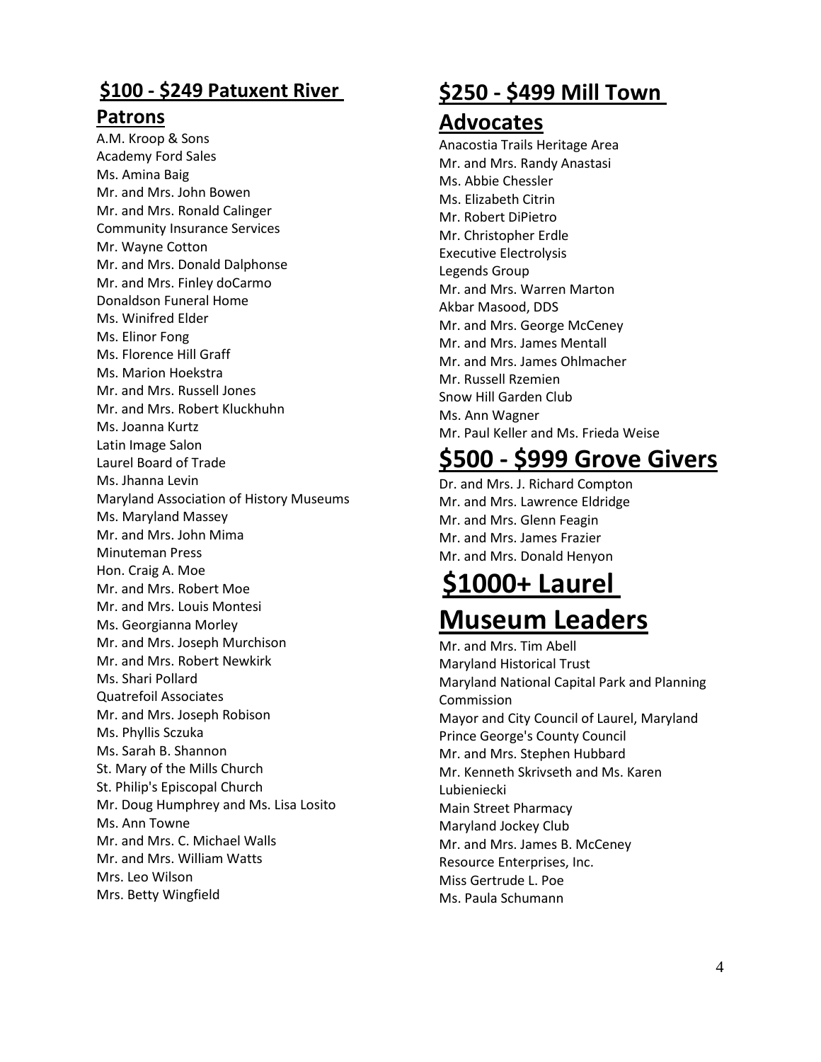## $100 - $249 Patuxent River Patrons

A.M. Kroop & Sons
Academy Ford Sales
Ms. Amina Baig
Mr. and Mrs. John Bowen
Mr. and Mrs. Ronald Calinger
Community Insurance Services
Mr. Wayne Cotton
Mr. and Mrs. Donald Dalphonse
Mr. and Mrs. Finley doCarmo
Donaldson Funeral Home
Ms. Winifred Elder
Ms. Elinor Fong
Ms. Florence Hill Graff
Ms. Marion Hoekstra
Mr. and Mrs. Russell Jones
Mr. and Mrs. Robert Kluckhuhn
Ms. Joanna Kurtz
Latin Image Salon
Laurel Board of Trade
Ms. Jhanna Levin
Maryland Association of History Museums
Ms. Maryland Massey
Mr. and Mrs. John Mima
Minuteman Press
Hon. Craig A. Moe
Mr. and Mrs. Robert Moe
Mr. and Mrs. Louis Montesi
Ms. Georgianna Morley
Mr. and Mrs. Joseph Murchison
Mr. and Mrs. Robert Newkirk
Ms. Shari Pollard
Quatrefoil Associates
Mr. and Mrs. Joseph Robison
Ms. Phyllis Sczuka
Ms. Sarah B. Shannon
St. Mary of the Mills Church
St. Philip's Episcopal Church
Mr. Doug Humphrey and Ms. Lisa Losito
Ms. Ann Towne
Mr. and Mrs. C. Michael Walls
Mr. and Mrs. William Watts
Mrs. Leo Wilson
Mrs. Betty Wingfield

## $250 - $499 Mill Town Advocates

Anacostia Trails Heritage Area
Mr. and Mrs. Randy Anastasi
Ms. Abbie Chessler
Ms. Elizabeth Citrin
Mr. Robert DiPietro
Mr. Christopher Erdle
Executive Electrolysis
Legends Group
Mr. and Mrs. Warren Marton
Akbar Masood, DDS
Mr. and Mrs. George McCeney
Mr. and Mrs. James Mentall
Mr. and Mrs. James Ohlmacher
Mr. Russell Rzemien
Snow Hill Garden Club
Ms. Ann Wagner
Mr. Paul Keller and Ms. Frieda Weise

# $500 - $999 Grove Givers

Dr. and Mrs. J. Richard Compton
Mr. and Mrs. Lawrence Eldridge
Mr. and Mrs. Glenn Feagin
Mr. and Mrs. James Frazier
Mr. and Mrs. Donald Henyon

# $1000+ Laurel Museum Leaders

Mr. and Mrs. Tim Abell
Maryland Historical Trust
Maryland National Capital Park and Planning Commission
Mayor and City Council of Laurel, Maryland
Prince George's County Council
Mr. and Mrs. Stephen Hubbard
Mr. Kenneth Skrivseth and Ms. Karen Lubieniecki
Main Street Pharmacy
Maryland Jockey Club
Mr. and Mrs. James B. McCeney
Resource Enterprises, Inc.
Miss Gertrude L. Poe
Ms. Paula Schumann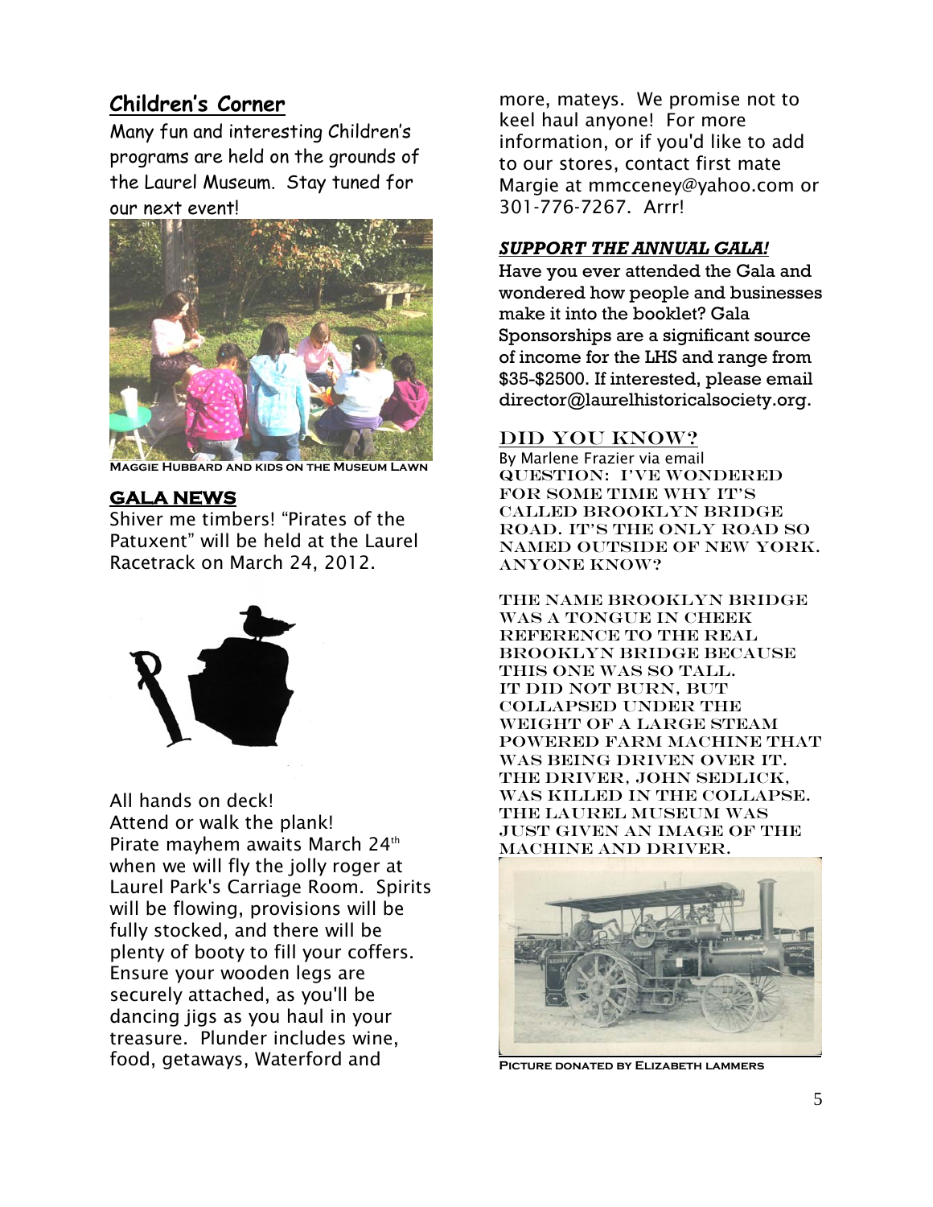## Children's Corner

Many fun and interesting Children's programs are held on the grounds of the Laurel Museum. Stay tuned for our next event!

MAGGIE HUBBARD AND KIDS ON THE MUSEUM LAWN

## GALA NEWS

Shiver me timbers! "Pirates of the Patuxent" will be held at the Laurel Racetrack on March 24, 2012.

All hands on deck!
Attend or walk the plank!
Pirate mayhem awaits March 24th when we will fly the jolly roger at Laurel Park's Carriage Room. Spirits will be flowing, provisions will be fully stocked, and there will be plenty of booty to fill your coffers. Ensure your wooden legs are securely attached, as you'll be dancing jigs as you haul in your treasure. Plunder includes wine, food, getaways, Waterford and more, mateys. We promise not to keel haul anyone! For more information, or if you'd like to add to our stores, contact first mate Margie at mmcceney@yahoo.com or 301-776-7267. Arrr!

## *SUPPORT THE ANNUAL GALA!*

Have you ever attended the Gala and wondered how people and businesses make it into the booklet? Gala Sponsorships are a significant source of income for the LHS and range from $35-$2500. If interested, please email director@laurelhistoricalsociety.org.

## DID YOU KNOW?

By Marlene Frazier via email

QUESTION: I'VE WONDERED FOR SOME TIME WHY IT'S CALLED BROOKLYN BRIDGE ROAD. IT'S THE ONLY ROAD SO NAMED OUTSIDE OF NEW YORK. ANYONE KNOW?

THE NAME BROOKLYN BRIDGE WAS A TONGUE IN CHEEK REFERENCE TO THE REAL BROOKLYN BRIDGE BECAUSE THIS ONE WAS SO TALL. IT DID NOT BURN, BUT COLLAPSED UNDER THE WEIGHT OF A LARGE STEAM POWERED FARM MACHINE THAT WAS BEING DRIVEN OVER IT. THE DRIVER, JOHN SEDLICK, WAS KILLED IN THE COLLAPSE. THE LAUREL MUSEUM WAS JUST GIVEN AN IMAGE OF THE MACHINE AND DRIVER.

PICTURE DONATED BY ELIZABETH LAMMERS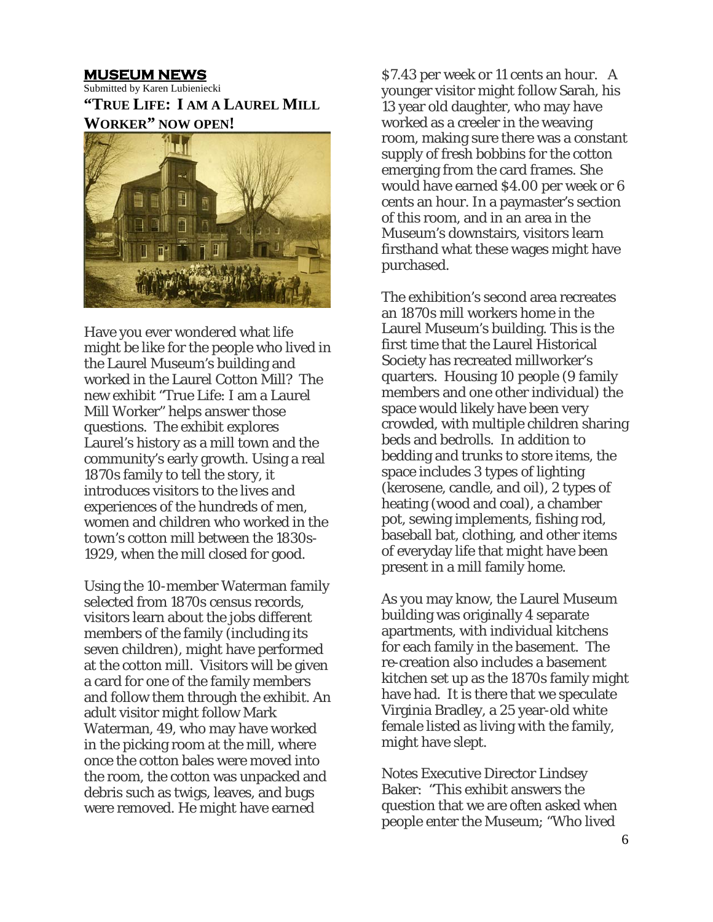## MUSEUM NEWS

Submitted by Karen Lubieniecki

### "TRUE LIFE: I AM A LAUREL MILL WORKER" NOW OPEN!

Have you ever wondered what life might be like for the people who lived in the Laurel Museum's building and worked in the Laurel Cotton Mill? The new exhibit "True Life: I am a Laurel Mill Worker" helps answer those questions. The exhibit explores Laurel's history as a mill town and the community's early growth. Using a real 1870s family to tell the story, it introduces visitors to the lives and experiences of the hundreds of men, women and children who worked in the town's cotton mill between the 1830s-1929, when the mill closed for good.

Using the 10-member Waterman family selected from 1870s census records, visitors learn about the jobs different members of the family (including its seven children), might have performed at the cotton mill. Visitors will be given a card for one of the family members and follow them through the exhibit. An adult visitor might follow Mark Waterman, 49, who may have worked in the picking room at the mill, where once the cotton bales were moved into the room, the cotton was unpacked and debris such as twigs, leaves, and bugs were removed. He might have earned $7.43 per week or 11 cents an hour. A younger visitor might follow Sarah, his 13 year old daughter, who may have worked as a creeler in the weaving room, making sure there was a constant supply of fresh bobbins for the cotton emerging from the card frames. She would have earned $4.00 per week or 6 cents an hour. In a paymaster's section of this room, and in an area in the Museum's downstairs, visitors learn firsthand what these wages might have purchased.

The exhibition's second area recreates an 1870s mill workers home in the Laurel Museum's building. This is the first time that the Laurel Historical Society has recreated millworker's quarters. Housing 10 people (9 family members and one other individual) the space would likely have been very crowded, with multiple children sharing beds and bedrolls. In addition to bedding and trunks to store items, the space includes 3 types of lighting (kerosene, candle, and oil), 2 types of heating (wood and coal), a chamber pot, sewing implements, fishing rod, baseball bat, clothing, and other items of everyday life that might have been present in a mill family home.

As you may know, the Laurel Museum building was originally 4 separate apartments, with individual kitchens for each family in the basement. The re-creation also includes a basement kitchen set up as the 1870s family might have had. It is there that we speculate Virginia Bradley, a 25 year-old white female listed as living with the family, might have slept.

Notes Executive Director Lindsey Baker: "This exhibit answers the question that we are often asked when people enter the Museum; "Who lived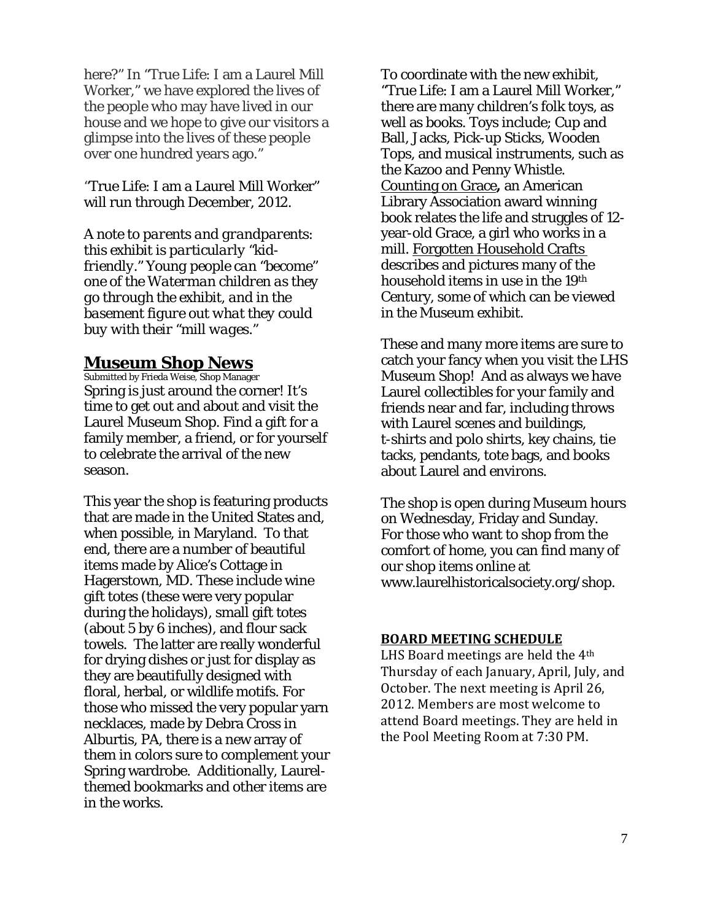here?" In "True Life: I am a Laurel Mill Worker," we have explored the lives of the people who may have lived in our house and we hope to give our visitors a glimpse into the lives of these people over one hundred years ago."

"True Life: I am a Laurel Mill Worker" will run through December, 2012.

*A note to parents and grandparents: this exhibit is particularly "kid-friendly." Young people can "become" one of the Waterman children as they go through the exhibit, and in the basement figure out what they could buy with their "mill wages."*

## Museum Shop News

Submitted by Frieda Weise, Shop Manager

Spring is just around the corner! It's time to get out and about and visit the Laurel Museum Shop. Find a gift for a family member, a friend, or for yourself to celebrate the arrival of the new season.

This year the shop is featuring products that are made in the United States and, when possible, in Maryland. To that end, there are a number of beautiful items made by Alice's Cottage in Hagerstown, MD. These include wine gift totes (these were very popular during the holidays), small gift totes (about 5 by 6 inches), and flour sack towels. The latter are really wonderful for drying dishes or just for display as they are beautifully designed with floral, herbal, or wildlife motifs. For those who missed the very popular yarn necklaces, made by Debra Cross in Alburtis, PA, there is a new array of them in colors sure to complement your Spring wardrobe. Additionally, Laurel-themed bookmarks and other items are in the works.

To coordinate with the new exhibit, "True Life: I am a Laurel Mill Worker," there are many children's folk toys, as well as books. Toys include; Cup and Ball, Jacks, Pick-up Sticks, Wooden Tops, and musical instruments, such as the Kazoo and Penny Whistle. Counting on Grace**,** an American Library Association award winning book relates the life and struggles of 12-year-old Grace, a girl who works in a mill. Forgotten Household Crafts describes and pictures many of the household items in use in the 19th Century, some of which can be viewed in the Museum exhibit.

These and many more items are sure to catch your fancy when you visit the LHS Museum Shop! And as always we have Laurel collectibles for your family and friends near and far, including throws with Laurel scenes and buildings, t-shirts and polo shirts, key chains, tie tacks, pendants, tote bags, and books about Laurel and environs.

The shop is open during Museum hours on Wednesday, Friday and Sunday. For those who want to shop from the comfort of home, you can find many of our shop items online at www.laurelhistoricalsociety.org/shop.

**BOARD MEETING SCHEDULE**

LHS Board meetings are held the 4th Thursday of each January, April, July, and October. The next meeting is April 26, 2012. Members are most welcome to attend Board meetings. They are held in the Pool Meeting Room at 7:30 PM.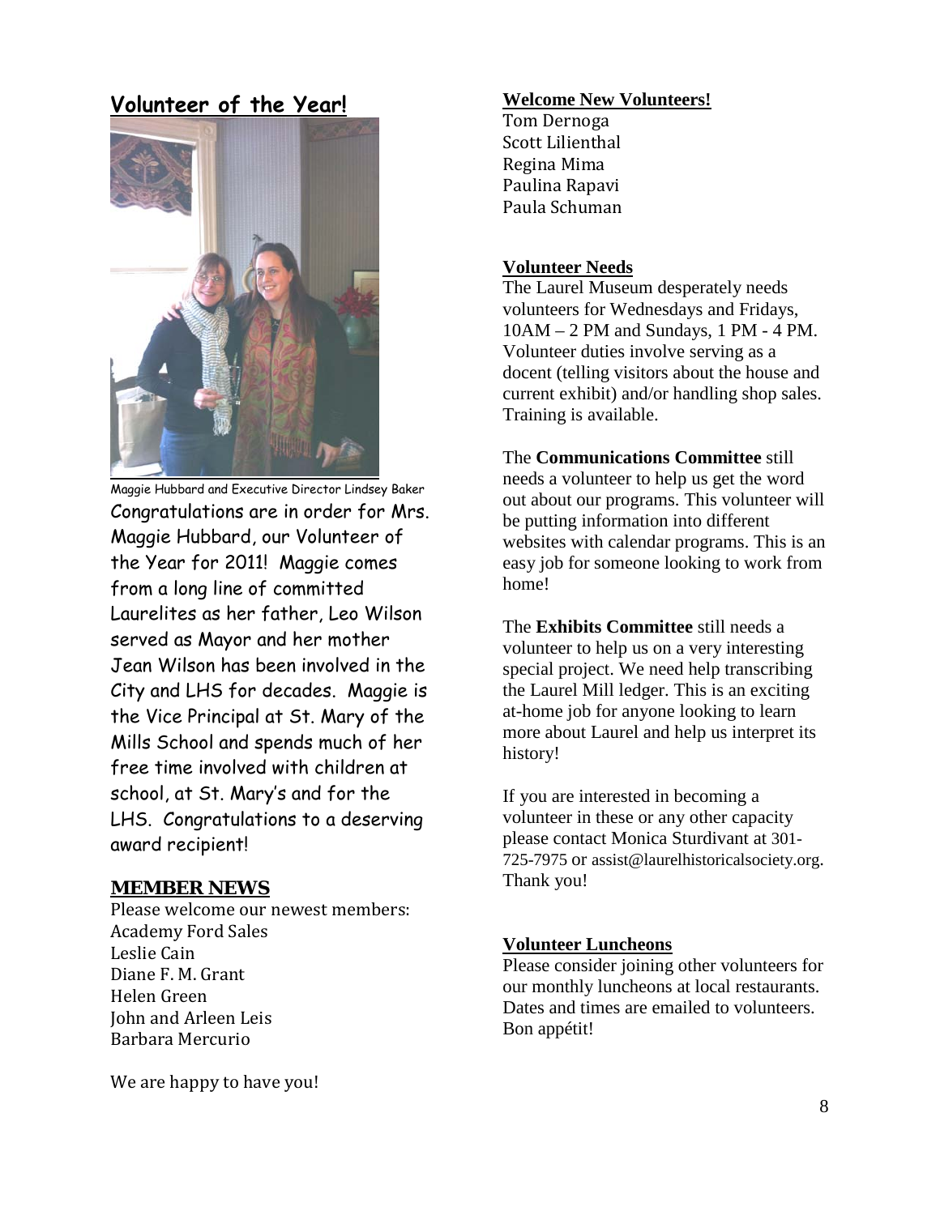## Volunteer of the Year!

Maggie Hubbard and Executive Director Lindsey Baker

Congratulations are in order for Mrs. Maggie Hubbard, our Volunteer of the Year for 2011! Maggie comes from a long line of committed Laurelites as her father, Leo Wilson served as Mayor and her mother Jean Wilson has been involved in the City and LHS for decades. Maggie is the Vice Principal at St. Mary of the Mills School and spends much of her free time involved with children at school, at St. Mary's and for the LHS. Congratulations to a deserving award recipient!

## MEMBER NEWS

Please welcome our newest members:

Academy Ford Sales  
Leslie Cain  
Diane F. M. Grant  
Helen Green  
John and Arleen Leis  
Barbara Mercurio

We are happy to have you!

### Welcome New Volunteers!

Tom Dernoga  
Scott Lilienthal  
Regina Mima  
Paulina Rapavi  
Paula Schuman

### Volunteer Needs

The Laurel Museum desperately needs volunteers for Wednesdays and Fridays, 10AM – 2 PM and Sundays, 1 PM - 4 PM. Volunteer duties involve serving as a docent (telling visitors about the house and current exhibit) and/or handling shop sales. Training is available.

The **Communications Committee** still needs a volunteer to help us get the word out about our programs. This volunteer will be putting information into different websites with calendar programs. This is an easy job for someone looking to work from home!

The **Exhibits Committee** still needs a volunteer to help us on a very interesting special project. We need help transcribing the Laurel Mill ledger. This is an exciting at-home job for anyone looking to learn more about Laurel and help us interpret its history!

If you are interested in becoming a volunteer in these or any other capacity please contact Monica Sturdivant at 301-725-7975 or assist@laurelhistoricalsociety.org. Thank you!

### Volunteer Luncheons

Please consider joining other volunteers for our monthly luncheons at local restaurants. Dates and times are emailed to volunteers. Bon appétit!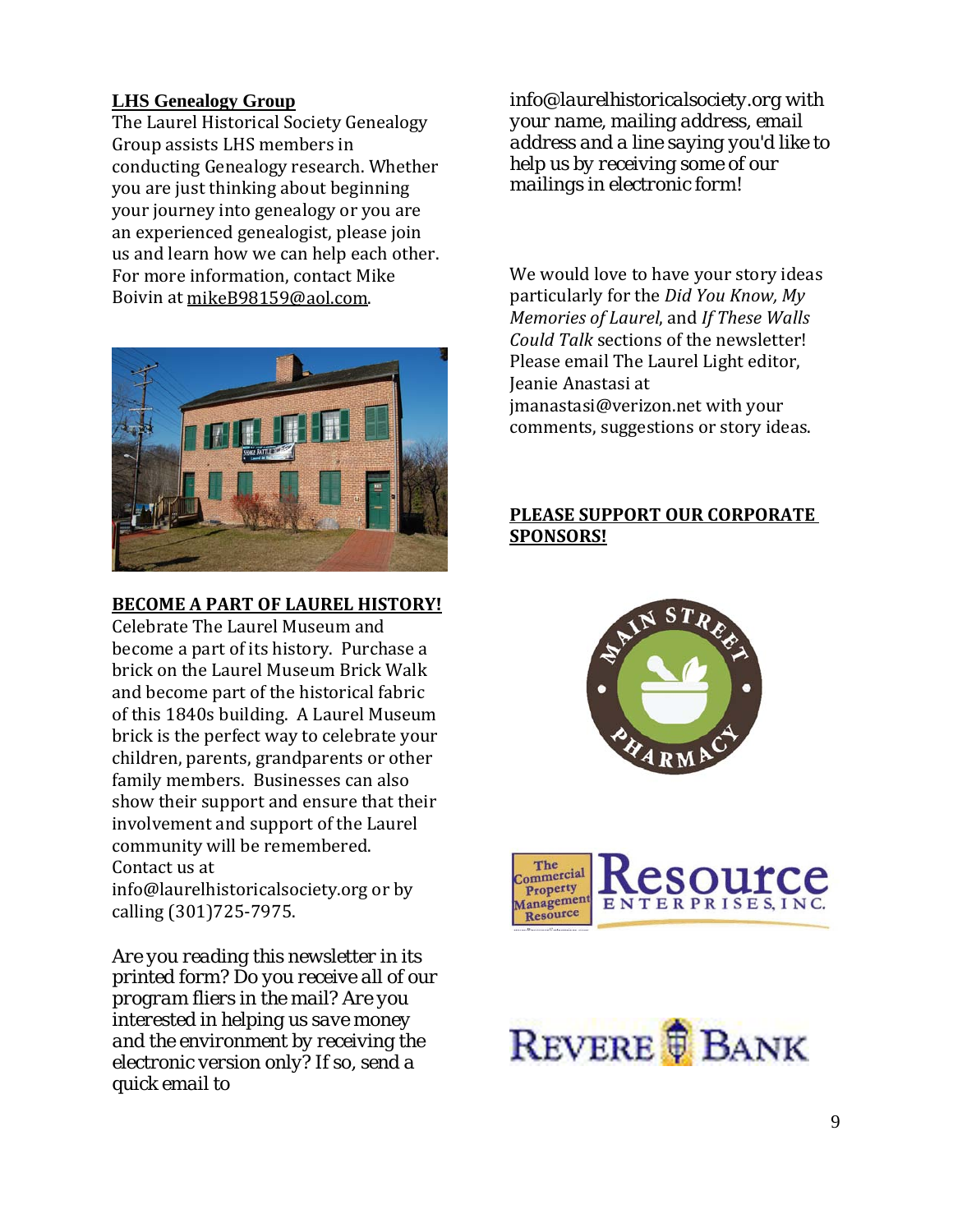**LHS Genealogy Group**

The Laurel Historical Society Genealogy Group assists LHS members in conducting Genealogy research. Whether you are just thinking about beginning your journey into genealogy or you are an experienced genealogist, please join us and learn how we can help each other. For more information, contact Mike Boivin at mikeB98159@aol.com.

**BECOME A PART OF LAUREL HISTORY!**

Celebrate The Laurel Museum and become a part of its history. Purchase a brick on the Laurel Museum Brick Walk and become part of the historical fabric of this 1840s building. A Laurel Museum brick is the perfect way to celebrate your children, parents, grandparents or other family members. Businesses can also show their support and ensure that their involvement and support of the Laurel community will be remembered. Contact us at info@laurelhistoricalsociety.org or by calling (301)725-7975.

Are you reading this newsletter in its printed form? Do you receive all of our program fliers in the mail? Are you interested in helping us save money and the environment by receiving the electronic version only? If so, send a quick email to info@laurelhistoricalsociety.org with your name, mailing address, email address and a line saying you'd like to help us by receiving some of our mailings in electronic form!

We would love to have your story ideas particularly for the *Did You Know, My Memories of Laurel*, and *If These Walls Could Talk* sections of the newsletter! Please email The Laurel Light editor, Jeanie Anastasi at jmanastasi@verizon.net with your comments, suggestions or story ideas.

**PLEASE SUPPORT OUR CORPORATE SPONSORS!**

MAIN STREET PHARMACY

The Commercial Property Management Resource — Resource ENTERPRISES, INC.

REVERE BANK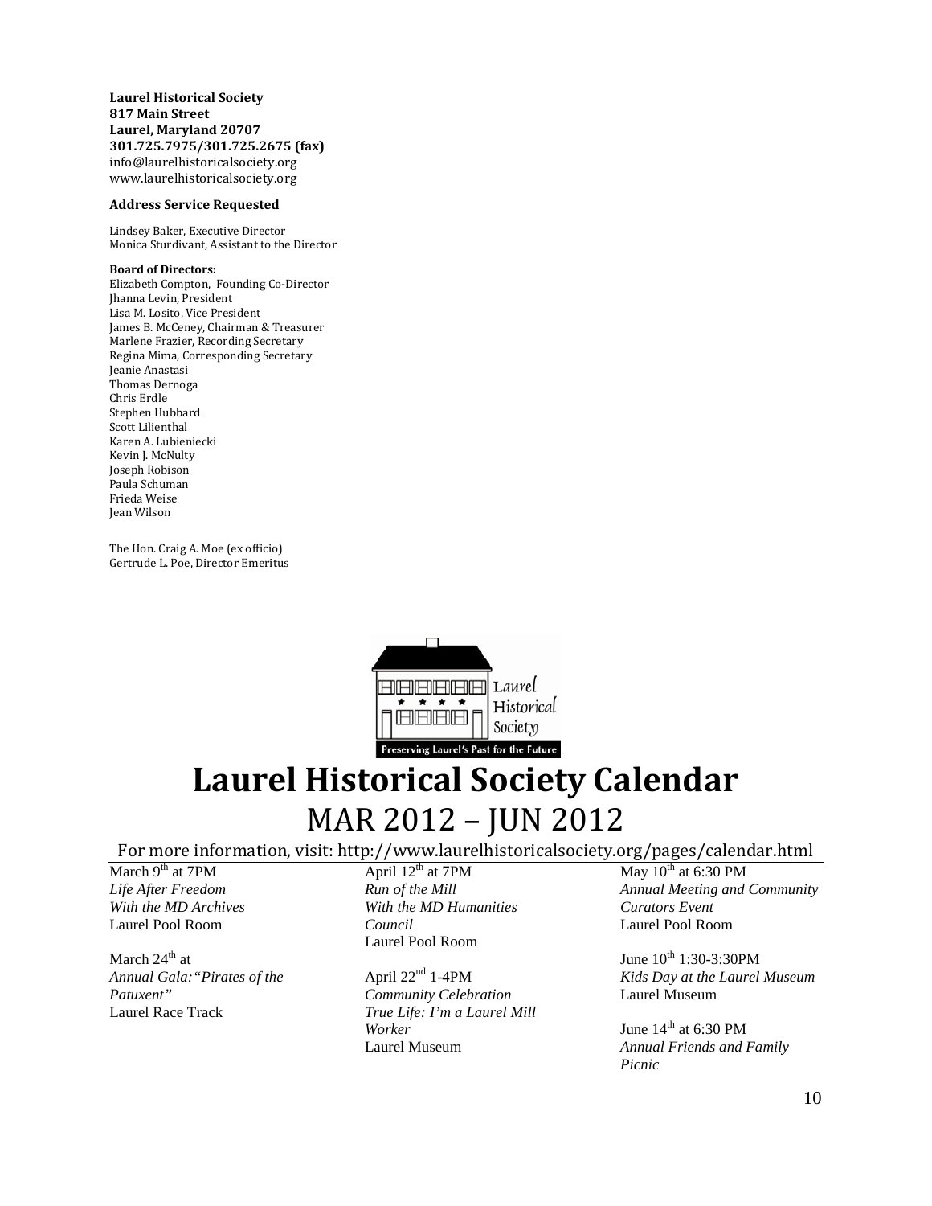**Laurel Historical Society**
**817 Main Street**
**Laurel, Maryland 20707**
**301.725.7975/301.725.2675 (fax)**
info@laurelhistoricalsociety.org
www.laurelhistoricalsociety.org

**Address Service Requested**

Lindsey Baker, Executive Director
Monica Sturdivant, Assistant to the Director

**Board of Directors:**
Elizabeth Compton, Founding Co-Director
Jhanna Levin, President
Lisa M. Losito, Vice President
James B. McCeney, Chairman & Treasurer
Marlene Frazier, Recording Secretary
Regina Mima, Corresponding Secretary
Jeanie Anastasi
Thomas Dernoga
Chris Erdle
Stephen Hubbard
Scott Lilienthal
Karen A. Lubieniecki
Kevin J. McNulty
Joseph Robison
Paula Schuman
Frieda Weise
Jean Wilson

The Hon. Craig A. Moe (ex officio)
Gertrude L. Poe, Director Emeritus

Laurel Historical Society
Preserving Laurel's Past for the Future

# Laurel Historical Society Calendar

## MAR 2012 – JUN 2012

For more information, visit: http://www.laurelhistoricalsociety.org/pages/calendar.html

March 9th at 7PM
*Life After Freedom*
*With the MD Archives*
Laurel Pool Room

March 24th at
*Annual Gala:* "*Pirates of the Patuxent"*
Laurel Race Track

April 12th at 7PM
*Run of the Mill*
*With the MD Humanities Council*
Laurel Pool Room

April 22nd 1-4PM
*Community Celebration*
*True Life: I'm a Laurel Mill Worker*
Laurel Museum

May 10th at 6:30 PM
*Annual Meeting and Community Curators Event*
Laurel Pool Room

June 10th 1:30-3:30PM
*Kids Day at the Laurel Museum*
Laurel Museum

June 14th at 6:30 PM
*Annual Friends and Family Picnic*